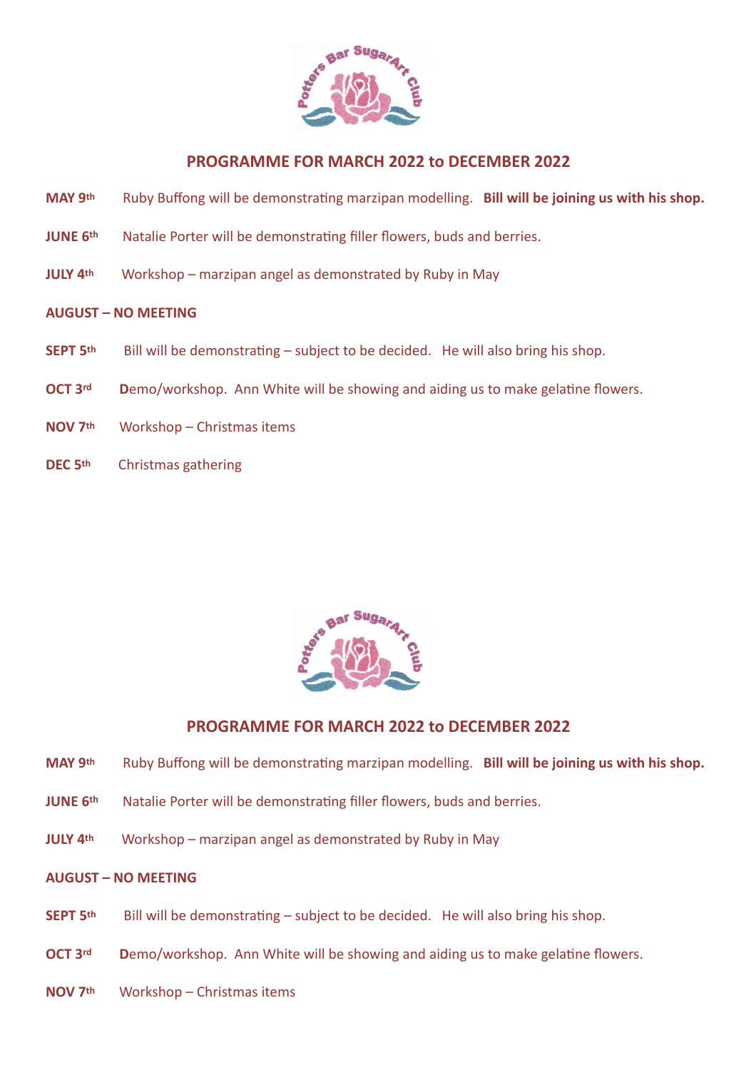## PROGRAMME FOR MARCH 2022 to DECEMBER 2022

**MAY 9th** Ruby Buffong will be demonstrating marzipan modelling. **Bill will be joining us with his shop.**

**JUNE 6th** Natalie Porter will be demonstrating filler flowers, buds and berries.

**JULY 4th** Workshop – marzipan angel as demonstrated by Ruby in May

**AUGUST – NO MEETING**

**SEPT 5th** Bill will be demonstrating – subject to be decided. He will also bring his shop.

**OCT 3rd** **D**emo/workshop. Ann White will be showing and aiding us to make gelatine flowers.

**NOV 7th** Workshop – Christmas items

**DEC 5th** Christmas gathering

## PROGRAMME FOR MARCH 2022 to DECEMBER 2022

**MAY 9th** Ruby Buffong will be demonstrating marzipan modelling. **Bill will be joining us with his shop.**

**JUNE 6th** Natalie Porter will be demonstrating filler flowers, buds and berries.

**JULY 4th** Workshop – marzipan angel as demonstrated by Ruby in May

**AUGUST – NO MEETING**

**SEPT 5th** Bill will be demonstrating – subject to be decided. He will also bring his shop.

**OCT 3rd** **D**emo/workshop. Ann White will be showing and aiding us to make gelatine flowers.

**NOV 7th** Workshop – Christmas items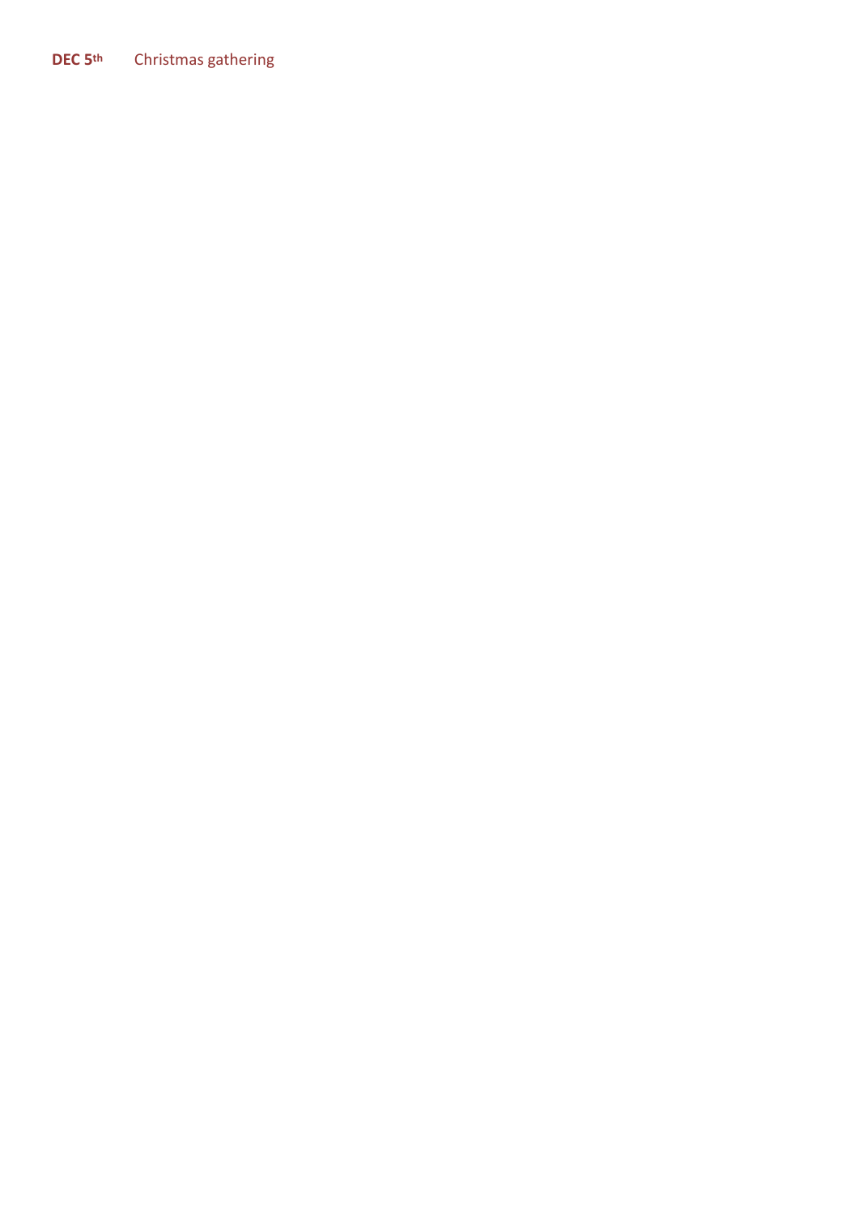**DEC 5th** Christmas gathering